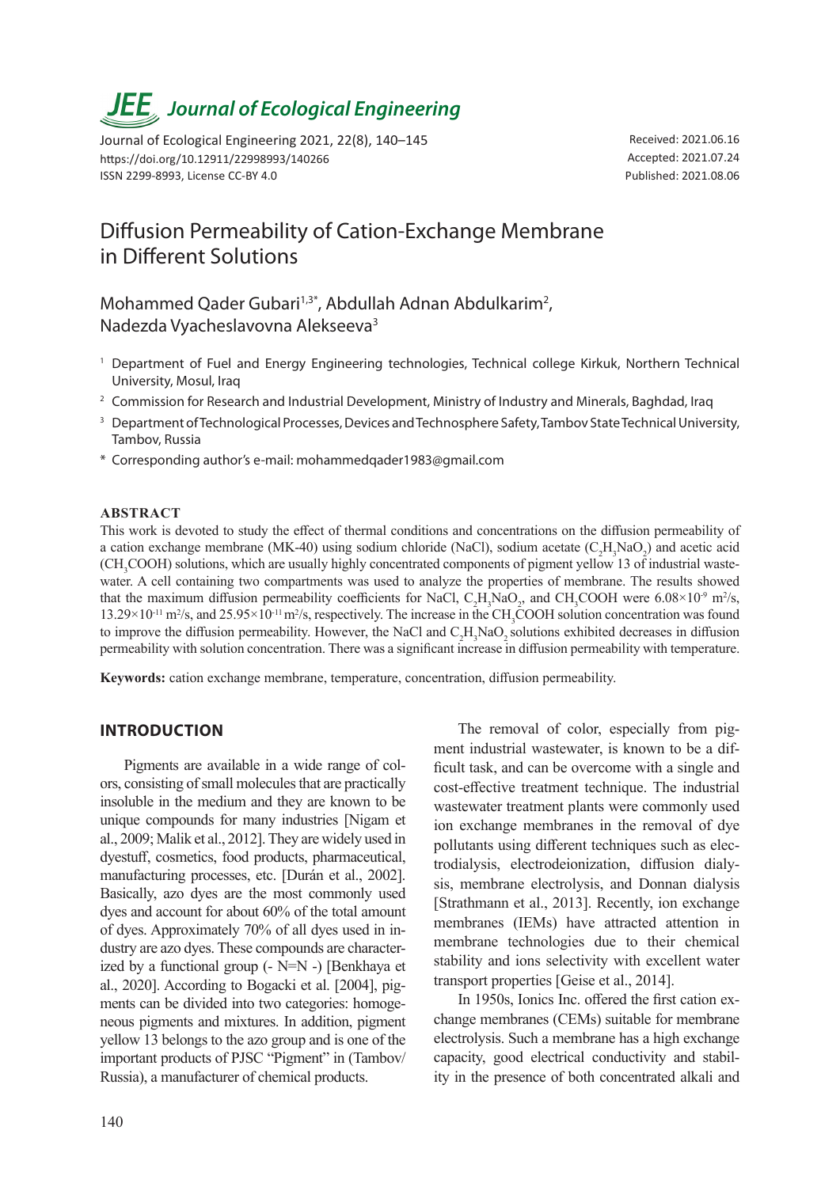# Journal of Ecological Engineering

Journal of Ecological Engineering 2021, 22(8), 140–145
https://doi.org/10.12911/22998993/140266
ISSN 2299-8993, License CC-BY 4.0

Received: 2021.06.16
Accepted: 2021.07.24
Published: 2021.08.06

# Diffusion Permeability of Cation-Exchange Membrane in Different Solutions

Mohammed Qader Gubari[1,3*], Abdullah Adnan Abdulkarim[2], Nadezda Vyacheslavovna Alekseeva[3]

[1] Department of Fuel and Energy Engineering technologies, Technical college Kirkuk, Northern Technical University, Mosul, Iraq

[2] Commission for Research and Industrial Development, Ministry of Industry and Minerals, Baghdad, Iraq

[3] Department of Technological Processes, Devices and Technosphere Safety, Tambov State Technical University, Tambov, Russia

\* Corresponding author's e-mail: mohammedqader1983@gmail.com

## ABSTRACT

This work is devoted to study the effect of thermal conditions and concentrations on the diffusion permeability of a cation exchange membrane (MK-40) using sodium chloride (NaCl), sodium acetate ($C_2H_3NaO_2$) and acetic acid ($CH_3COOH$) solutions, which are usually highly concentrated components of pigment yellow 13 of industrial wastewater. A cell containing two compartments was used to analyze the properties of membrane. The results showed that the maximum diffusion permeability coefficients for NaCl, $C_2H_3NaO_2$, and $CH_3COOH$ were $6.08\times10^{-9}$ m$^2$/s, $13.29\times10^{-11}$ m$^2$/s, and $25.95\times10^{-11}$ m$^2$/s, respectively. The increase in the $CH_3COOH$ solution concentration was found to improve the diffusion permeability. However, the NaCl and $C_2H_3NaO_2$ solutions exhibited decreases in diffusion permeability with solution concentration. There was a significant increase in diffusion permeability with temperature.

**Keywords:** cation exchange membrane, temperature, concentration, diffusion permeability.

## INTRODUCTION

Pigments are available in a wide range of colors, consisting of small molecules that are practically insoluble in the medium and they are known to be unique compounds for many industries [Nigam et al., 2009; Malik et al., 2012]. They are widely used in dyestuff, cosmetics, food products, pharmaceutical, manufacturing processes, etc. [Durán et al., 2002]. Basically, azo dyes are the most commonly used dyes and account for about 60% of the total amount of dyes. Approximately 70% of all dyes used in industry are azo dyes. These compounds are characterized by a functional group (- N=N -) [Benkhaya et al., 2020]. According to Bogacki et al. [2004], pigments can be divided into two categories: homogeneous pigments and mixtures. In addition, pigment yellow 13 belongs to the azo group and is one of the important products of PJSC "Pigment" in (Tambov/ Russia), a manufacturer of chemical products.

The removal of color, especially from pigment industrial wastewater, is known to be a difficult task, and can be overcome with a single and cost-effective treatment technique. The industrial wastewater treatment plants were commonly used ion exchange membranes in the removal of dye pollutants using different techniques such as electrodialysis, electrodeionization, diffusion dialysis, membrane electrolysis, and Donnan dialysis [Strathmann et al., 2013]. Recently, ion exchange membranes (IEMs) have attracted attention in membrane technologies due to their chemical stability and ions selectivity with excellent water transport properties [Geise et al., 2014].

In 1950s, Ionics Inc. offered the first cation exchange membranes (CEMs) suitable for membrane electrolysis. Such a membrane has a high exchange capacity, good electrical conductivity and stability in the presence of both concentrated alkali and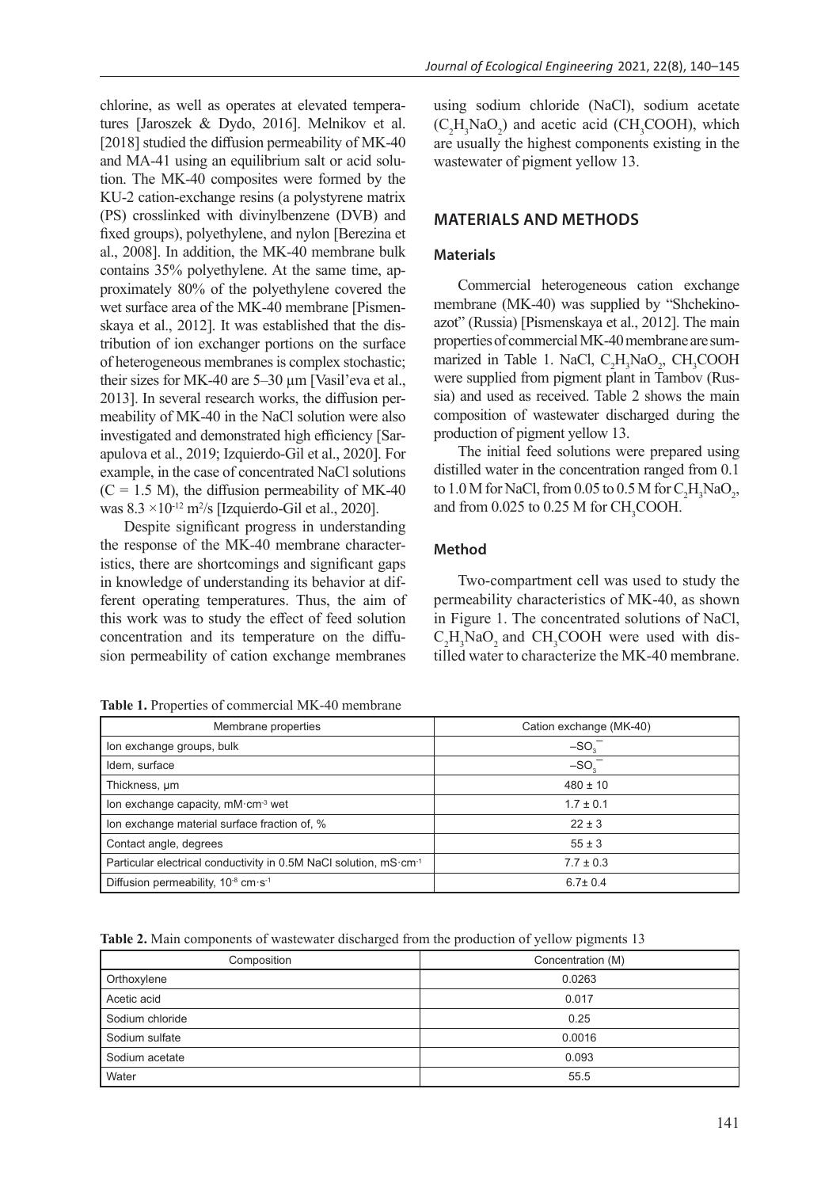chlorine, as well as operates at elevated temperatures [Jaroszek & Dydo, 2016]. Melnikov et al. [2018] studied the diffusion permeability of MK-40 and MA-41 using an equilibrium salt or acid solution. The MK-40 composites were formed by the KU-2 cation-exchange resins (a polystyrene matrix (PS) crosslinked with divinylbenzene (DVB) and fixed groups), polyethylene, and nylon [Berezina et al., 2008]. In addition, the MK-40 membrane bulk contains 35% polyethylene. At the same time, approximately 80% of the polyethylene covered the wet surface area of the MK-40 membrane [Pismenskaya et al., 2012]. It was established that the distribution of ion exchanger portions on the surface of heterogeneous membranes is complex stochastic; their sizes for MK-40 are 5–30 μm [Vasil'eva et al., 2013]. In several research works, the diffusion permeability of MK-40 in the NaCl solution were also investigated and demonstrated high efficiency [Sarapulova et al., 2019; Izquierdo-Gil et al., 2020]. For example, in the case of concentrated NaCl solutions ($C = 1.5$ M), the diffusion permeability of MK-40 was $8.3 \times 10^{-12}$ m$^2$/s [Izquierdo-Gil et al., 2020].

Despite significant progress in understanding the response of the MK-40 membrane characteristics, there are shortcomings and significant gaps in knowledge of understanding its behavior at different operating temperatures. Thus, the aim of this work was to study the effect of feed solution concentration and its temperature on the diffusion permeability of cation exchange membranes using sodium chloride (NaCl), sodium acetate ($C_2H_3NaO_2$) and acetic acid ($CH_3COOH$), which are usually the highest components existing in the wastewater of pigment yellow 13.

## MATERIALS AND METHODS

### Materials

Commercial heterogeneous cation exchange membrane (MK-40) was supplied by "Shchekinoazot" (Russia) [Pismenskaya et al., 2012]. The main properties of commercial MK-40 membrane are summarized in Table 1. NaCl, $C_2H_3NaO_2$, $CH_3COOH$ were supplied from pigment plant in Tambov (Russia) and used as received. Table 2 shows the main composition of wastewater discharged during the production of pigment yellow 13.

The initial feed solutions were prepared using distilled water in the concentration ranged from 0.1 to 1.0 M for NaCl, from 0.05 to 0.5 M for $C_2H_3NaO_2$, and from 0.025 to 0.25 M for $CH_3COOH$.

### Method

Two-compartment cell was used to study the permeability characteristics of MK-40, as shown in Figure 1. The concentrated solutions of NaCl, $C_2H_3NaO_2$ and $CH_3COOH$ were used with distilled water to characterize the MK-40 membrane.

**Table 1.** Properties of commercial MK-40 membrane

| Membrane properties | Cation exchange (MK-40) |
| --- | --- |
| Ion exchange groups, bulk | $-SO_3^-$ |
| Idem, surface | $-SO_3^-$ |
| Thickness, μm | 480 ± 10 |
| Ion exchange capacity, mM·cm$^{-3}$ wet | 1.7 ± 0.1 |
| Ion exchange material surface fraction of, % | 22 ± 3 |
| Contact angle, degrees | 55 ± 3 |
| Particular electrical conductivity in 0.5M NaCl solution, mS·cm$^{-1}$ | 7.7 ± 0.3 |
| Diffusion permeability, $10^{-8}$ cm·s$^{-1}$ | 6.7± 0.4 |

**Table 2.** Main components of wastewater discharged from the production of yellow pigments 13

| Composition | Concentration (M) |
| --- | --- |
| Orthoxylene | 0.0263 |
| Acetic acid | 0.017 |
| Sodium chloride | 0.25 |
| Sodium sulfate | 0.0016 |
| Sodium acetate | 0.093 |
| Water | 55.5 |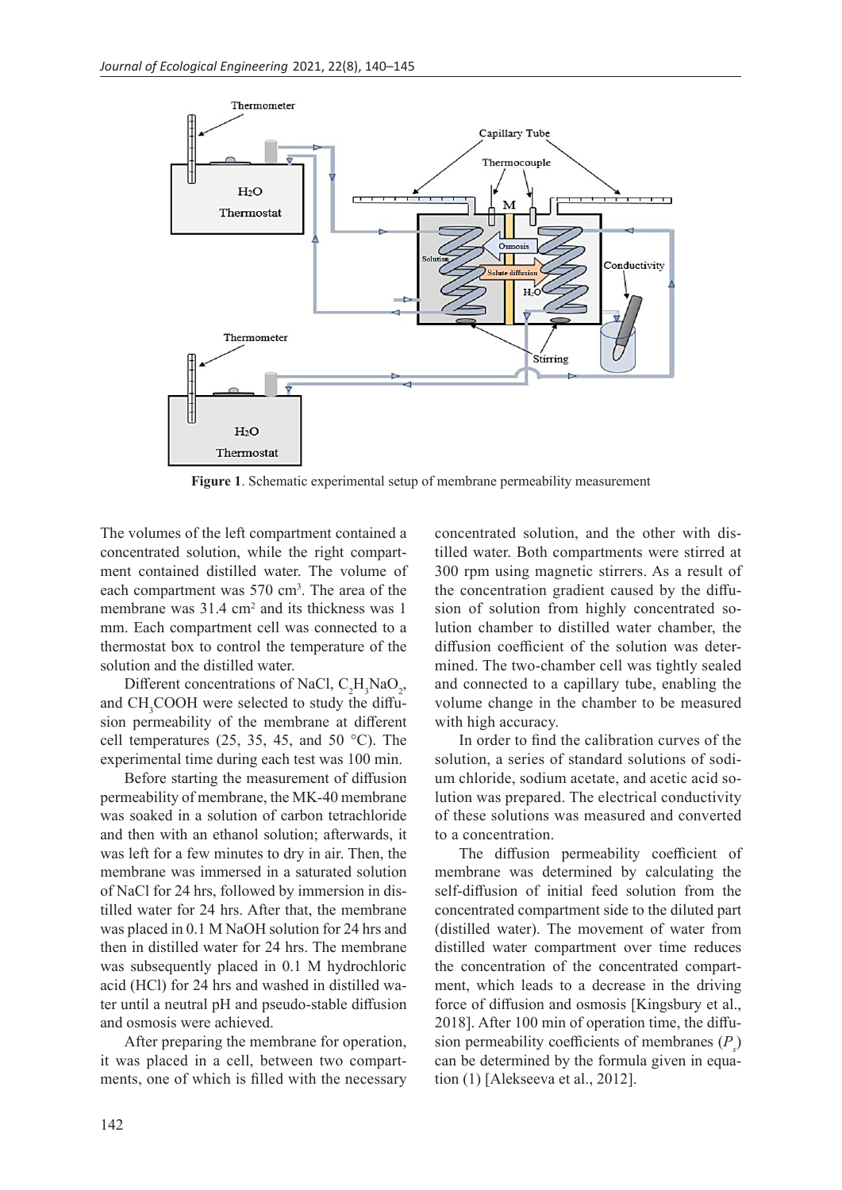Figure 1. Schematic experimental setup of membrane permeability measurement

The volumes of the left compartment contained a concentrated solution, while the right compartment contained distilled water. The volume of each compartment was 570 $cm^3$. The area of the membrane was 31.4 $cm^2$ and its thickness was 1 mm. Each compartment cell was connected to a thermostat box to control the temperature of the solution and the distilled water.

Different concentrations of NaCl, $C_2H_3NaO_2$, and $CH_3COOH$ were selected to study the diffusion permeability of the membrane at different cell temperatures (25, 35, 45, and 50 °C). The experimental time during each test was 100 min.

Before starting the measurement of diffusion permeability of membrane, the MK-40 membrane was soaked in a solution of carbon tetrachloride and then with an ethanol solution; afterwards, it was left for a few minutes to dry in air. Then, the membrane was immersed in a saturated solution of NaCl for 24 hrs, followed by immersion in distilled water for 24 hrs. After that, the membrane was placed in 0.1 M NaOH solution for 24 hrs and then in distilled water for 24 hrs. The membrane was subsequently placed in 0.1 M hydrochloric acid (HCl) for 24 hrs and washed in distilled water until a neutral pH and pseudo-stable diffusion and osmosis were achieved.

After preparing the membrane for operation, it was placed in a cell, between two compartments, one of which is filled with the necessary concentrated solution, and the other with distilled water. Both compartments were stirred at 300 rpm using magnetic stirrers. As a result of the concentration gradient caused by the diffusion of solution from highly concentrated solution chamber to distilled water chamber, the diffusion coefficient of the solution was determined. The two-chamber cell was tightly sealed and connected to a capillary tube, enabling the volume change in the chamber to be measured with high accuracy.

In order to find the calibration curves of the solution, a series of standard solutions of sodium chloride, sodium acetate, and acetic acid solution was prepared. The electrical conductivity of these solutions was measured and converted to a concentration.

The diffusion permeability coefficient of membrane was determined by calculating the self-diffusion of initial feed solution from the concentrated compartment side to the diluted part (distilled water). The movement of water from distilled water compartment over time reduces the concentration of the concentrated compartment, which leads to a decrease in the driving force of diffusion and osmosis [Kingsbury et al., 2018]. After 100 min of operation time, the diffusion permeability coefficients of membranes ($P_s$) can be determined by the formula given in equation (1) [Alekseeva et al., 2012].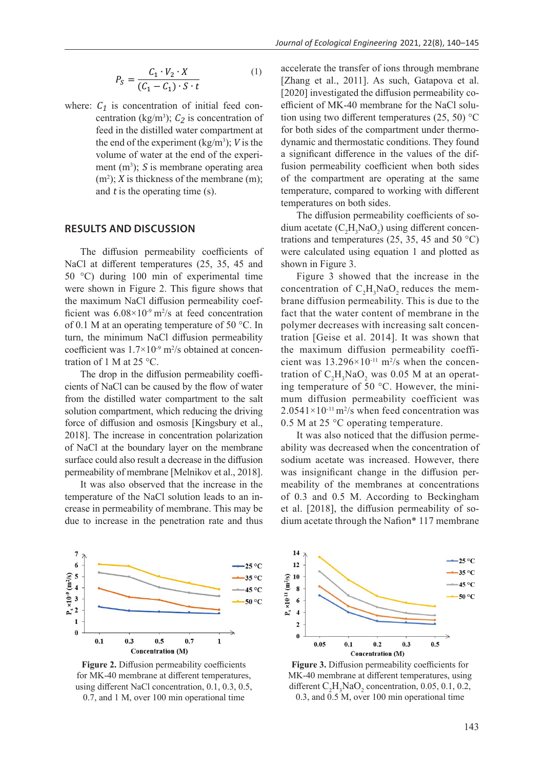$$P_S = \frac{C_1 \cdot V_2 \cdot X}{(C_1 - C_1) \cdot S \cdot t} \quad (1)$$

where: $C_1$ is concentration of initial feed concentration (kg/m³); $C_2$ is concentration of feed in the distilled water compartment at the end of the experiment (kg/m³); $V$ is the volume of water at the end of the experiment (m³); $S$ is membrane operating area (m²); $X$ is thickness of the membrane (m); and $t$ is the operating time (s).

## RESULTS AND DISCUSSION

The diffusion permeability coefficients of NaCl at different temperatures (25, 35, 45 and 50 °C) during 100 min of experimental time were shown in Figure 2. This figure shows that the maximum NaCl diffusion permeability coefficient was $6.08 \times 10^{-9}$ m²/s at feed concentration of 0.1 M at an operating temperature of 50 °C. In turn, the minimum NaCl diffusion permeability coefficient was $1.7 \times 10^{-9}$ m²/s obtained at concentration of 1 M at 25 °C.

The drop in the diffusion permeability coefficients of NaCl can be caused by the flow of water from the distilled water compartment to the salt solution compartment, which reducing the driving force of diffusion and osmosis [Kingsbury et al., 2018]. The increase in concentration polarization of NaCl at the boundary layer on the membrane surface could also result a decrease in the diffusion permeability of membrane [Melnikov et al., 2018].

It was also observed that the increase in the temperature of the NaCl solution leads to an increase in permeability of membrane. This may be due to increase in the penetration rate and thus accelerate the transfer of ions through membrane [Zhang et al., 2011]. As such, Gatapova et al. [2020] investigated the diffusion permeability coefficient of MK-40 membrane for the NaCl solution using two different temperatures (25, 50) °C for both sides of the compartment under thermodynamic and thermostatic conditions. They found a significant difference in the values of the diffusion permeability coefficient when both sides of the compartment are operating at the same temperature, compared to working with different temperatures on both sides.

The diffusion permeability coefficients of sodium acetate ($C_2H_3NaO_2$) using different concentrations and temperatures (25, 35, 45 and 50 °C) were calculated using equation 1 and plotted as shown in Figure 3.

Figure 3 showed that the increase in the concentration of $C_2H_3NaO_2$ reduces the membrane diffusion permeability. This is due to the fact that the water content of membrane in the polymer decreases with increasing salt concentration [Geise et al. 2014]. It was shown that the maximum diffusion permeability coefficient was $13.296 \times 10^{-11}$ m²/s when the concentration of $C_2H_3NaO_2$ was 0.05 M at an operating temperature of 50 °C. However, the minimum diffusion permeability coefficient was $2.0541 \times 10^{-11}$ m²/s when feed concentration was 0.5 M at 25 °C operating temperature.

It was also noticed that the diffusion permeability was decreased when the concentration of sodium acetate was increased. However, there was insignificant change in the diffusion permeability of the membranes at concentrations of 0.3 and 0.5 M. According to Beckingham et al. [2018], the diffusion permeability of sodium acetate through the Nafion* 117 membrane

**Figure 2.** Diffusion permeability coefficients for MK-40 membrane at different temperatures, using different NaCl concentration, 0.1, 0.3, 0.5, 0.7, and 1 M, over 100 min operational time

**Figure 3.** Diffusion permeability coefficients for MK-40 membrane at different temperatures, using different $C_2H_3NaO_2$ concentration, 0.05, 0.1, 0.2, 0.3, and 0.5 M, over 100 min operational time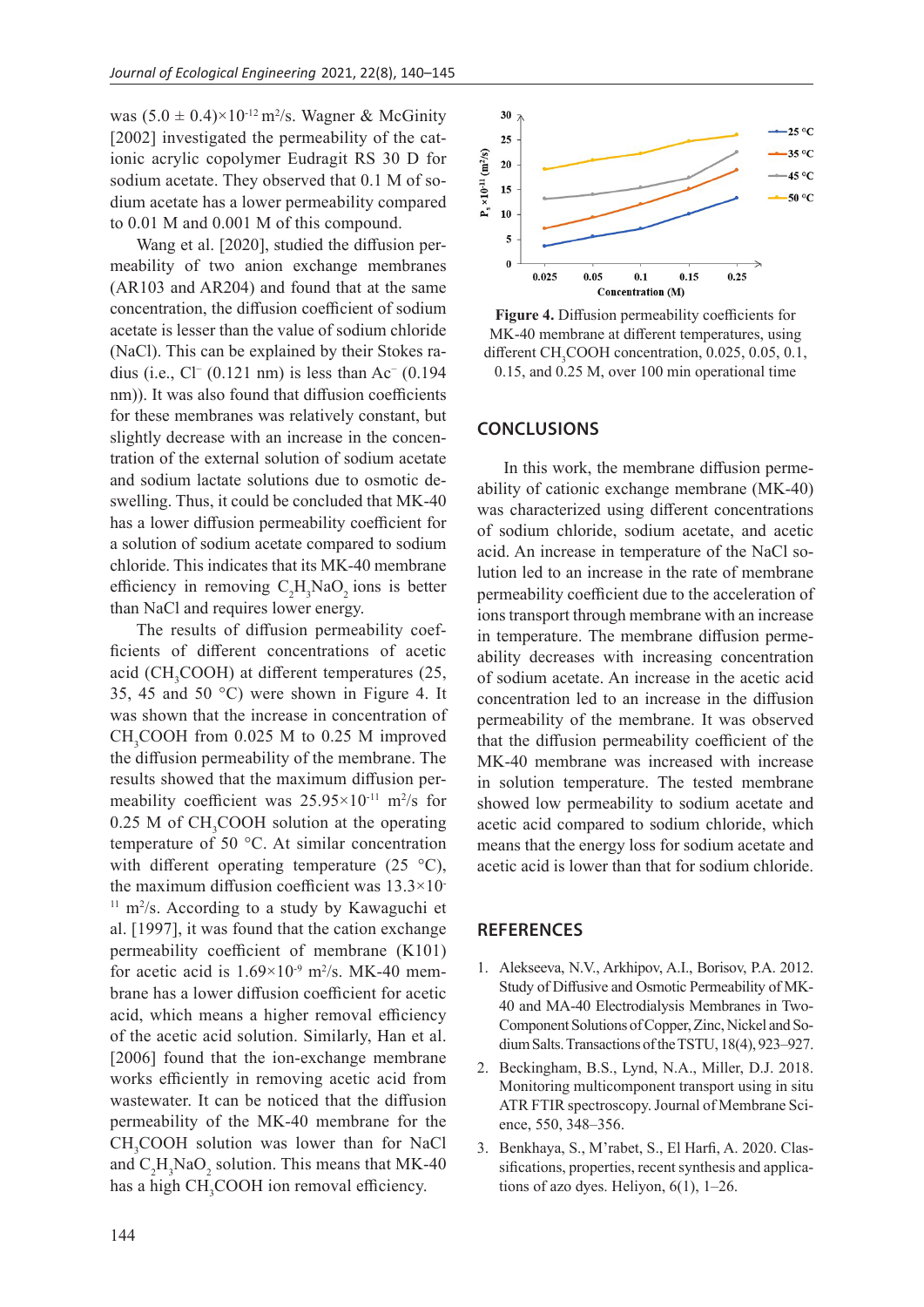was $(5.0 \pm 0.4)\times10^{-12}$ m$^2$/s. Wagner & McGinity [2002] investigated the permeability of the cationic acrylic copolymer Eudragit RS 30 D for sodium acetate. They observed that 0.1 M of sodium acetate has a lower permeability compared to 0.01 M and 0.001 M of this compound.

Wang et al. [2020], studied the diffusion permeability of two anion exchange membranes (AR103 and AR204) and found that at the same concentration, the diffusion coefficient of sodium acetate is lesser than the value of sodium chloride (NaCl). This can be explained by their Stokes radius (i.e., $Cl^-$ (0.121 nm) is less than $Ac^-$ (0.194 nm)). It was also found that diffusion coefficients for these membranes was relatively constant, but slightly decrease with an increase in the concentration of the external solution of sodium acetate and sodium lactate solutions due to osmotic deswelling. Thus, it could be concluded that MK-40 has a lower diffusion permeability coefficient for a solution of sodium acetate compared to sodium chloride. This indicates that its MK-40 membrane efficiency in removing $C_2H_3NaO_2$ ions is better than NaCl and requires lower energy.

The results of diffusion permeability coefficients of different concentrations of acetic acid ($CH_3COOH$) at different temperatures (25, 35, 45 and 50 °C) were shown in Figure 4. It was shown that the increase in concentration of $CH_3COOH$ from 0.025 M to 0.25 M improved the diffusion permeability of the membrane. The results showed that the maximum diffusion permeability coefficient was $25.95\times10^{-11}$ m$^2$/s for 0.25 M of $CH_3COOH$ solution at the operating temperature of 50 °C. At similar concentration with different operating temperature (25 °C), the maximum diffusion coefficient was $13.3\times10^{-11}$ m$^2$/s. According to a study by Kawaguchi et al. [1997], it was found that the cation exchange permeability coefficient of membrane (K101) for acetic acid is $1.69\times10^{-9}$ m$^2$/s. MK-40 membrane has a lower diffusion coefficient for acetic acid, which means a higher removal efficiency of the acetic acid solution. Similarly, Han et al. [2006] found that the ion-exchange membrane works efficiently in removing acetic acid from wastewater. It can be noticed that the diffusion permeability of the MK-40 membrane for the $CH_3COOH$ solution was lower than for NaCl and $C_2H_3NaO_2$ solution. This means that MK-40 has a high $CH_3COOH$ ion removal efficiency.

**Figure 4.** Diffusion permeability coefficients for MK-40 membrane at different temperatures, using different $CH_3COOH$ concentration, 0.025, 0.05, 0.1, 0.15, and 0.25 M, over 100 min operational time

## CONCLUSIONS

In this work, the membrane diffusion permeability of cationic exchange membrane (MK-40) was characterized using different concentrations of sodium chloride, sodium acetate, and acetic acid. An increase in temperature of the NaCl solution led to an increase in the rate of membrane permeability coefficient due to the acceleration of ions transport through membrane with an increase in temperature. The membrane diffusion permeability decreases with increasing concentration of sodium acetate. An increase in the acetic acid concentration led to an increase in the diffusion permeability of the membrane. It was observed that the diffusion permeability coefficient of the MK-40 membrane was increased with increase in solution temperature. The tested membrane showed low permeability to sodium acetate and acetic acid compared to sodium chloride, which means that the energy loss for sodium acetate and acetic acid is lower than that for sodium chloride.

## REFERENCES

1. Alekseeva, N.V., Arkhipov, A.I., Borisov, P.A. 2012. Study of Diffusive and Osmotic Permeability of MK-40 and MA-40 Electrodialysis Membranes in Two-Component Solutions of Copper, Zinc, Nickel and Sodium Salts. Transactions of the TSTU, 18(4), 923–927.
2. Beckingham, B.S., Lynd, N.A., Miller, D.J. 2018. Monitoring multicomponent transport using in situ ATR FTIR spectroscopy. Journal of Membrane Science, 550, 348–356.
3. Benkhaya, S., M'rabet, S., El Harfi, A. 2020. Classifications, properties, recent synthesis and applications of azo dyes. Heliyon, 6(1), 1–26.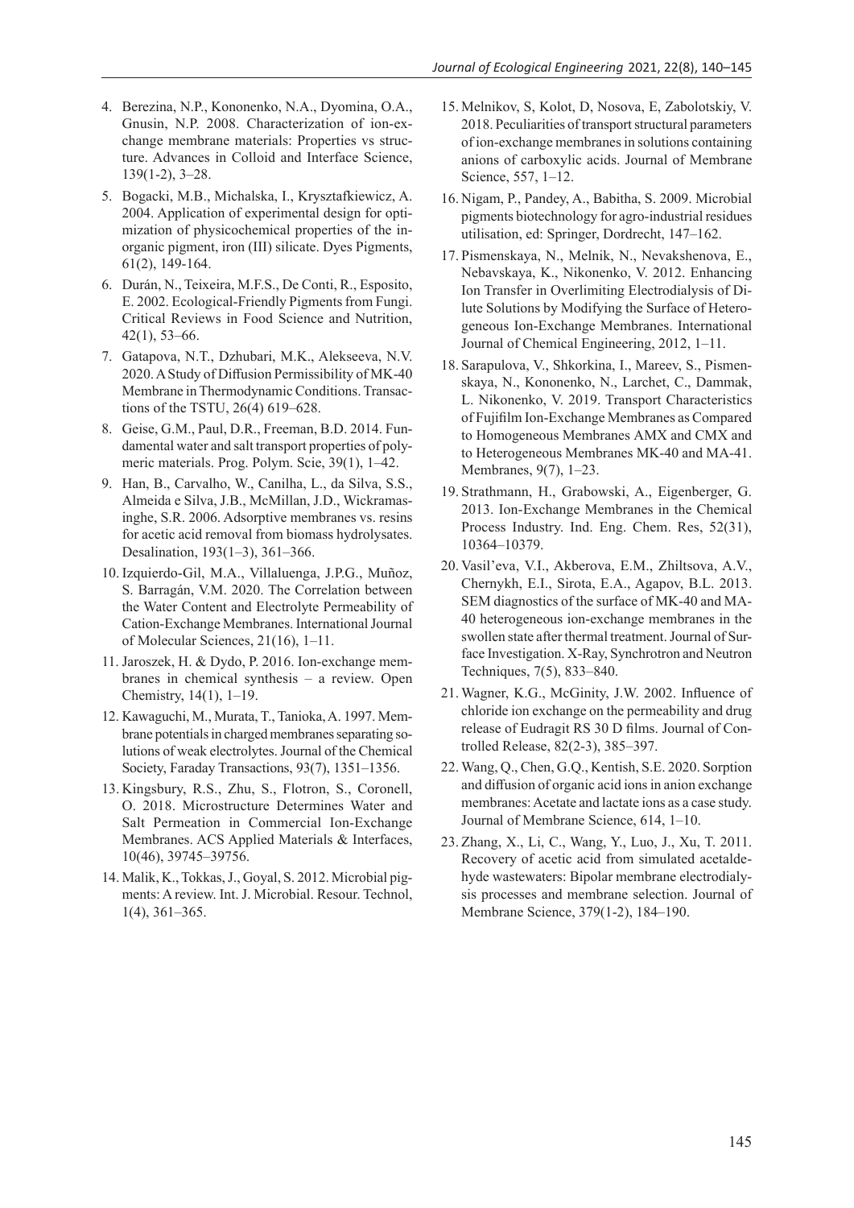4. Berezina, N.P., Kononenko, N.A., Dyomina, O.A., Gnusin, N.P. 2008. Characterization of ion-exchange membrane materials: Properties vs structure. Advances in Colloid and Interface Science, 139(1-2), 3–28.
5. Bogacki, M.B., Michalska, I., Krysztafkiewicz, A. 2004. Application of experimental design for optimization of physicochemical properties of the inorganic pigment, iron (III) silicate. Dyes Pigments, 61(2), 149-164.
6. Durán, N., Teixeira, M.F.S., De Conti, R., Esposito, E. 2002. Ecological-Friendly Pigments from Fungi. Critical Reviews in Food Science and Nutrition, 42(1), 53–66.
7. Gatapova, N.T., Dzhubari, M.K., Alekseeva, N.V. 2020. A Study of Diffusion Permissibility of MK-40 Membrane in Thermodynamic Conditions. Transactions of the TSTU, 26(4) 619–628.
8. Geise, G.M., Paul, D.R., Freeman, B.D. 2014. Fundamental water and salt transport properties of polymeric materials. Prog. Polym. Scie, 39(1), 1–42.
9. Han, B., Carvalho, W., Canilha, L., da Silva, S.S., Almeida e Silva, J.B., McMillan, J.D., Wickramasinghe, S.R. 2006. Adsorptive membranes vs. resins for acetic acid removal from biomass hydrolysates. Desalination, 193(1–3), 361–366.
10. Izquierdo-Gil, M.A., Villaluenga, J.P.G., Muñoz, S. Barragán, V.M. 2020. The Correlation between the Water Content and Electrolyte Permeability of Cation-Exchange Membranes. International Journal of Molecular Sciences, 21(16), 1–11.
11. Jaroszek, H. & Dydo, P. 2016. Ion-exchange membranes in chemical synthesis – a review. Open Chemistry, 14(1), 1–19.
12. Kawaguchi, M., Murata, T., Tanioka, A. 1997. Membrane potentials in charged membranes separating solutions of weak electrolytes. Journal of the Chemical Society, Faraday Transactions, 93(7), 1351–1356.
13. Kingsbury, R.S., Zhu, S., Flotron, S., Coronell, O. 2018. Microstructure Determines Water and Salt Permeation in Commercial Ion-Exchange Membranes. ACS Applied Materials & Interfaces, 10(46), 39745–39756.
14. Malik, K., Tokkas, J., Goyal, S. 2012. Microbial pigments: A review. Int. J. Microbial. Resour. Technol, 1(4), 361–365.
15. Melnikov, S, Kolot, D, Nosova, E, Zabolotskiy, V. 2018. Peculiarities of transport structural parameters of ion-exchange membranes in solutions containing anions of carboxylic acids. Journal of Membrane Science, 557, 1–12.
16. Nigam, P., Pandey, A., Babitha, S. 2009. Microbial pigments biotechnology for agro-industrial residues utilisation, ed: Springer, Dordrecht, 147–162.
17. Pismenskaya, N., Melnik, N., Nevakshenova, E., Nebavskaya, K., Nikonenko, V. 2012. Enhancing Ion Transfer in Overlimiting Electrodialysis of Dilute Solutions by Modifying the Surface of Heterogeneous Ion-Exchange Membranes. International Journal of Chemical Engineering, 2012, 1–11.
18. Sarapulova, V., Shkorkina, I., Mareev, S., Pismenskaya, N., Kononenko, N., Larchet, C., Dammak, L. Nikonenko, V. 2019. Transport Characteristics of Fujifilm Ion-Exchange Membranes as Compared to Homogeneous Membranes AMX and CMX and to Heterogeneous Membranes MK-40 and MA-41. Membranes, 9(7), 1–23.
19. Strathmann, H., Grabowski, A., Eigenberger, G. 2013. Ion-Exchange Membranes in the Chemical Process Industry. Ind. Eng. Chem. Res, 52(31), 10364–10379.
20. Vasil'eva, V.I., Akberova, E.M., Zhiltsova, A.V., Chernykh, E.I., Sirota, E.A., Agapov, B.L. 2013. SEM diagnostics of the surface of MK-40 and MA-40 heterogeneous ion-exchange membranes in the swollen state after thermal treatment. Journal of Surface Investigation. X-Ray, Synchrotron and Neutron Techniques, 7(5), 833–840.
21. Wagner, K.G., McGinity, J.W. 2002. Influence of chloride ion exchange on the permeability and drug release of Eudragit RS 30 D films. Journal of Controlled Release, 82(2-3), 385–397.
22. Wang, Q., Chen, G.Q., Kentish, S.E. 2020. Sorption and diffusion of organic acid ions in anion exchange membranes: Acetate and lactate ions as a case study. Journal of Membrane Science, 614, 1–10.
23. Zhang, X., Li, C., Wang, Y., Luo, J., Xu, T. 2011. Recovery of acetic acid from simulated acetaldehyde wastewaters: Bipolar membrane electrodialysis processes and membrane selection. Journal of Membrane Science, 379(1-2), 184–190.